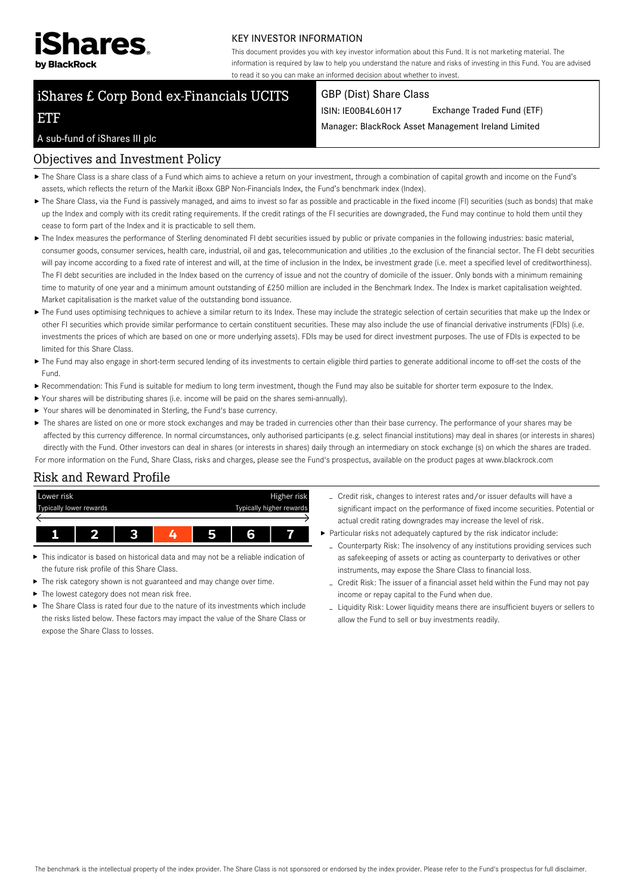iShares by BlackRock

## KEY INVESTOR INFORMATION

This document provides you with key investor information about this Fund. It is not marketing material. The information is required by law to help you understand the nature and risks of investing in this Fund. You are advised to read it so you can make an informed decision about whether to invest.

# iShares £ Corp Bond ex-Financials UCITS ETF

A sub-fund of iShares III plc

**GBP (Dist) Share Class**

ISIN: IE00B4L60H17 Exchange Traded Fund (ETF)

Manager: BlackRock Asset Management Ireland Limited

## Objectives and Investment Policy

- The Share Class is a share class of a Fund which aims to achieve a return on your investment, through a combination of capital growth and income on the Fund's assets, which reflects the return of the Markit iBoxx GBP Non-Financials Index, the Fund's benchmark index (Index).
- The Share Class, via the Fund is passively managed, and aims to invest so far as possible and practicable in the fixed income (FI) securities (such as bonds) that make up the Index and comply with its credit rating requirements. If the credit ratings of the FI securities are downgraded, the Fund may continue to hold them until they cease to form part of the Index and it is practicable to sell them.
- The Index measures the performance of Sterling denominated FI debt securities issued by public or private companies in the following industries: basic material, consumer goods, consumer services, health care, industrial, oil and gas, telecommunication and utilities ,to the exclusion of the financial sector. The FI debt securities will pay income according to a fixed rate of interest and will, at the time of inclusion in the Index, be investment grade (i.e. meet a specified level of creditworthiness). The FI debt securities are included in the Index based on the currency of issue and not the country of domicile of the issuer. Only bonds with a minimum remaining time to maturity of one year and a minimum amount outstanding of £250 million are included in the Benchmark Index. The Index is market capitalisation weighted. Market capitalisation is the market value of the outstanding bond issuance.
- The Fund uses optimising techniques to achieve a similar return to its Index. These may include the strategic selection of certain securities that make up the Index or other FI securities which provide similar performance to certain constituent securities. These may also include the use of financial derivative instruments (FDIs) (i.e. investments the prices of which are based on one or more underlying assets). FDIs may be used for direct investment purposes. The use of FDIs is expected to be limited for this Share Class.
- The Fund may also engage in short-term secured lending of its investments to certain eligible third parties to generate additional income to off-set the costs of the Fund.
- Recommendation: This Fund is suitable for medium to long term investment, though the Fund may also be suitable for shorter term exposure to the Index.
- Your shares will be distributing shares (i.e. income will be paid on the shares semi-annually).
- Your shares will be denominated in Sterling, the Fund's base currency.
- The shares are listed on one or more stock exchanges and may be traded in currencies other than their base currency. The performance of your shares may be affected by this currency difference. In normal circumstances, only authorised participants (e.g. select financial institutions) may deal in shares (or interests in shares) directly with the Fund. Other investors can deal in shares (or interests in shares) daily through an intermediary on stock exchange (s) on which the shares are traded.

For more information on the Fund, Share Class, risks and charges, please see the Fund's prospectus, available on the product pages at www.blackrock.com

## Risk and Reward Profile

| Lower risk<br>Typically lower rewards | | | | | | Higher risk<br>Typically higher rewards |
|---|---|---|---|---|---|---|
| 1 | 2 | 3 | **4** | 5 | 6 | 7 |

- This indicator is based on historical data and may not be a reliable indication of the future risk profile of this Share Class.
- The risk category shown is not guaranteed and may change over time.
- The lowest category does not mean risk free.
- The Share Class is rated four due to the nature of its investments which include the risks listed below. These factors may impact the value of the Share Class or expose the Share Class to losses.
  - Credit risk, changes to interest rates and/or issuer defaults will have a significant impact on the performance of fixed income securities. Potential or actual credit rating downgrades may increase the level of risk.
- Particular risks not adequately captured by the risk indicator include:
  - Counterparty Risk: The insolvency of any institutions providing services such as safekeeping of assets or acting as counterparty to derivatives or other instruments, may expose the Share Class to financial loss.
  - Credit Risk: The issuer of a financial asset held within the Fund may not pay income or repay capital to the Fund when due.
  - Liquidity Risk: Lower liquidity means there are insufficient buyers or sellers to allow the Fund to sell or buy investments readily.

The benchmark is the intellectual property of the index provider. The Share Class is not sponsored or endorsed by the index provider. Please refer to the Fund's prospectus for full disclaimer.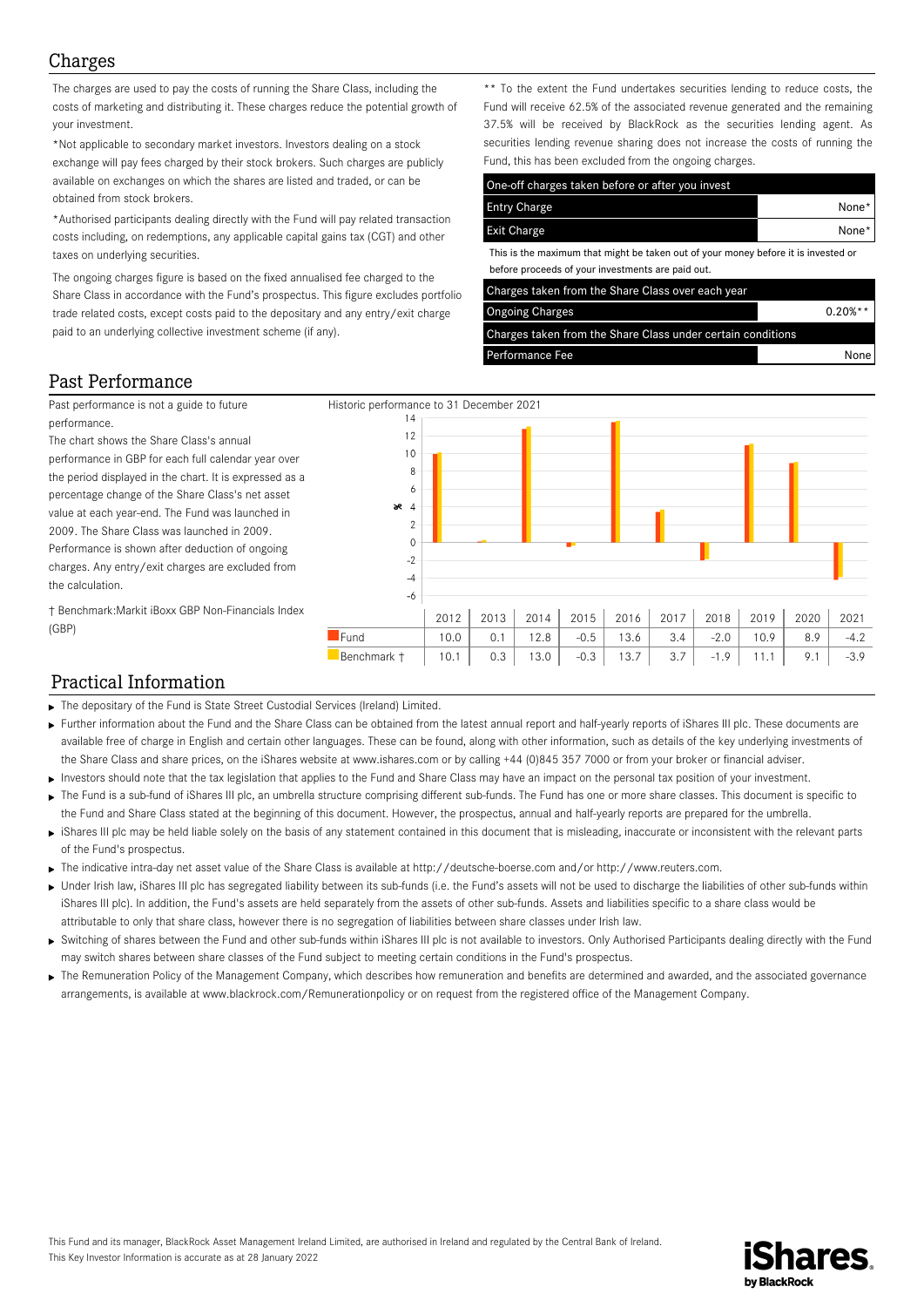## Charges

The charges are used to pay the costs of running the Share Class, including the costs of marketing and distributing it. These charges reduce the potential growth of your investment.

*Not applicable to secondary market investors. Investors dealing on a stock exchange will pay fees charged by their stock brokers. Such charges are publicly available on exchanges on which the shares are listed and traded, or can be obtained from stock brokers.

*Authorised participants dealing directly with the Fund will pay related transaction costs including, on redemptions, any applicable capital gains tax (CGT) and other taxes on underlying securities.

The ongoing charges figure is based on the fixed annualised fee charged to the Share Class in accordance with the Fund's prospectus. This figure excludes portfolio trade related costs, except costs paid to the depositary and any entry/exit charge paid to an underlying collective investment scheme (if any).

** To the extent the Fund undertakes securities lending to reduce costs, the Fund will receive 62.5% of the associated revenue generated and the remaining 37.5% will be received by BlackRock as the securities lending agent. As securities lending revenue sharing does not increase the costs of running the Fund, this has been excluded from the ongoing charges.

| One-off charges taken before or after you invest | |
| --- | --- |
| Entry Charge | None* |
| Exit Charge | None* |

This is the maximum that might be taken out of your money before it is invested or before proceeds of your investments are paid out.

| Charges taken from the Share Class over each year | |
| --- | --- |
| Ongoing Charges | 0.20%** |

| Charges taken from the Share Class under certain conditions | |
| --- | --- |
| Performance Fee | None |

## Past Performance

Past performance is not a guide to future performance.

The chart shows the Share Class's annual performance in GBP for each full calendar year over the period displayed in the chart. It is expressed as a percentage change of the Share Class's net asset value at each year-end. The Fund was launched in 2009. The Share Class was launched in 2009.

Performance is shown after deduction of ongoing charges. Any entry/exit charges are excluded from the calculation.

† Benchmark:Markit iBoxx GBP Non-Financials Index (GBP)

Historic performance to 31 December 2021

%

14
12
10
8
6
4
2
0
-2
-4
-6

2012 2013 2014 2015 2016 2017 2018 2019 2020 2021

Fund 10.0 0.1 12.8 -0.5 13.6 3.4 -2.0 10.9 8.9 -4.2

Benchmark † 10.1 0.3 13.0 -0.3 13.7 3.7 -1.9 11.1 9.1 -3.9

## Practical Information

- The depositary of the Fund is State Street Custodial Services (Ireland) Limited.
- Further information about the Fund and the Share Class can be obtained from the latest annual report and half-yearly reports of iShares III plc. These documents are available free of charge in English and certain other languages. These can be found, along with other information, such as details of the key underlying investments of the Share Class and share prices, on the iShares website at www.ishares.com or by calling +44 (0)845 357 7000 or from your broker or financial adviser.
- Investors should note that the tax legislation that applies to the Fund and Share Class may have an impact on the personal tax position of your investment.
- The Fund is a sub-fund of iShares III plc, an umbrella structure comprising different sub-funds. The Fund has one or more share classes. This document is specific to the Fund and Share Class stated at the beginning of this document. However, the prospectus, annual and half-yearly reports are prepared for the umbrella.
- iShares III plc may be held liable solely on the basis of any statement contained in this document that is misleading, inaccurate or inconsistent with the relevant parts of the Fund's prospectus.
- The indicative intra-day net asset value of the Share Class is available at http://deutsche-boerse.com and/or http://www.reuters.com.
- Under Irish law, iShares III plc has segregated liability between its sub-funds (i.e. the Fund's assets will not be used to discharge the liabilities of other sub-funds within iShares III plc). In addition, the Fund's assets are held separately from the assets of other sub-funds. Assets and liabilities specific to a share class would be attributable to only that share class, however there is no segregation of liabilities between share classes under Irish law.
- Switching of shares between the Fund and other sub-funds within iShares III plc is not available to investors. Only Authorised Participants dealing directly with the Fund may switch shares between share classes of the Fund subject to meeting certain conditions in the Fund's prospectus.
- The Remuneration Policy of the Management Company, which describes how remuneration and benefits are determined and awarded, and the associated governance arrangements, is available at www.blackrock.com/Remunerationpolicy or on request from the registered office of the Management Company.

This Fund and its manager, BlackRock Asset Management Ireland Limited, are authorised in Ireland and regulated by the Central Bank of Ireland.
This Key Investor Information is accurate as at 28 January 2022